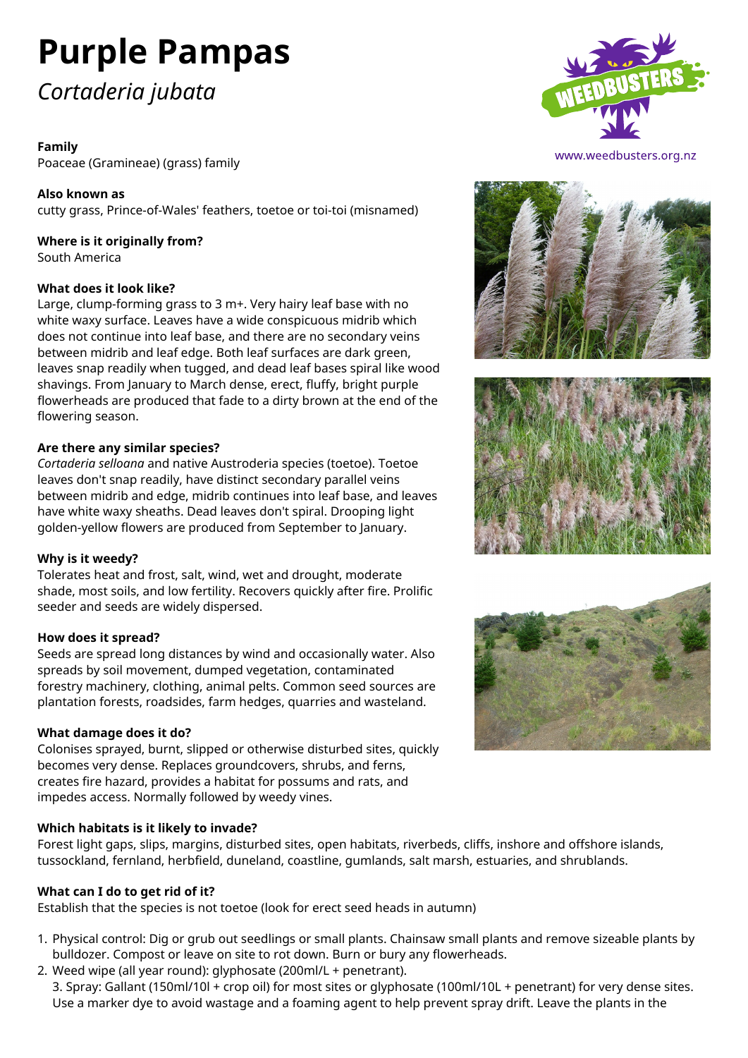# Purple Pampas

*Cortaderia jubata*

www.weedbusters.org.nz

**Family**
Poaceae (Gramineae) (grass) family

**Also known as**
cutty grass, Prince-of-Wales' feathers, toetoe or toi-toi (misnamed)

**Where is it originally from?**
South America

**What does it look like?**
Large, clump-forming grass to 3 m+. Very hairy leaf base with no white waxy surface. Leaves have a wide conspicuous midrib which does not continue into leaf base, and there are no secondary veins between midrib and leaf edge. Both leaf surfaces are dark green, leaves snap readily when tugged, and dead leaf bases spiral like wood shavings. From January to March dense, erect, fluffy, bright purple flowerheads are produced that fade to a dirty brown at the end of the flowering season.

**Are there any similar species?**
*Cortaderia selloana* and native Austroderia species (toetoe). Toetoe leaves don't snap readily, have distinct secondary parallel veins between midrib and edge, midrib continues into leaf base, and leaves have white waxy sheaths. Dead leaves don't spiral. Drooping light golden-yellow flowers are produced from September to January.

**Why is it weedy?**
Tolerates heat and frost, salt, wind, wet and drought, moderate shade, most soils, and low fertility. Recovers quickly after fire. Prolific seeder and seeds are widely dispersed.

**How does it spread?**
Seeds are spread long distances by wind and occasionally water. Also spreads by soil movement, dumped vegetation, contaminated forestry machinery, clothing, animal pelts. Common seed sources are plantation forests, roadsides, farm hedges, quarries and wasteland.

**What damage does it do?**
Colonises sprayed, burnt, slipped or otherwise disturbed sites, quickly becomes very dense. Replaces groundcovers, shrubs, and ferns, creates fire hazard, provides a habitat for possums and rats, and impedes access. Normally followed by weedy vines.

**Which habitats is it likely to invade?**
Forest light gaps, slips, margins, disturbed sites, open habitats, riverbeds, cliffs, inshore and offshore islands, tussockland, fernland, herbfield, duneland, coastline, gumlands, salt marsh, estuaries, and shrublands.

**What can I do to get rid of it?**
Establish that the species is not toetoe (look for erect seed heads in autumn)

1. Physical control: Dig or grub out seedlings or small plants. Chainsaw small plants and remove sizeable plants by bulldozer. Compost or leave on site to rot down. Burn or bury any flowerheads.
2. Weed wipe (all year round): glyphosate (200ml/L + penetrant).
3. Spray: Gallant (150ml/10l + crop oil) for most sites or glyphosate (100ml/10L + penetrant) for very dense sites. Use a marker dye to avoid wastage and a foaming agent to help prevent spray drift. Leave the plants in the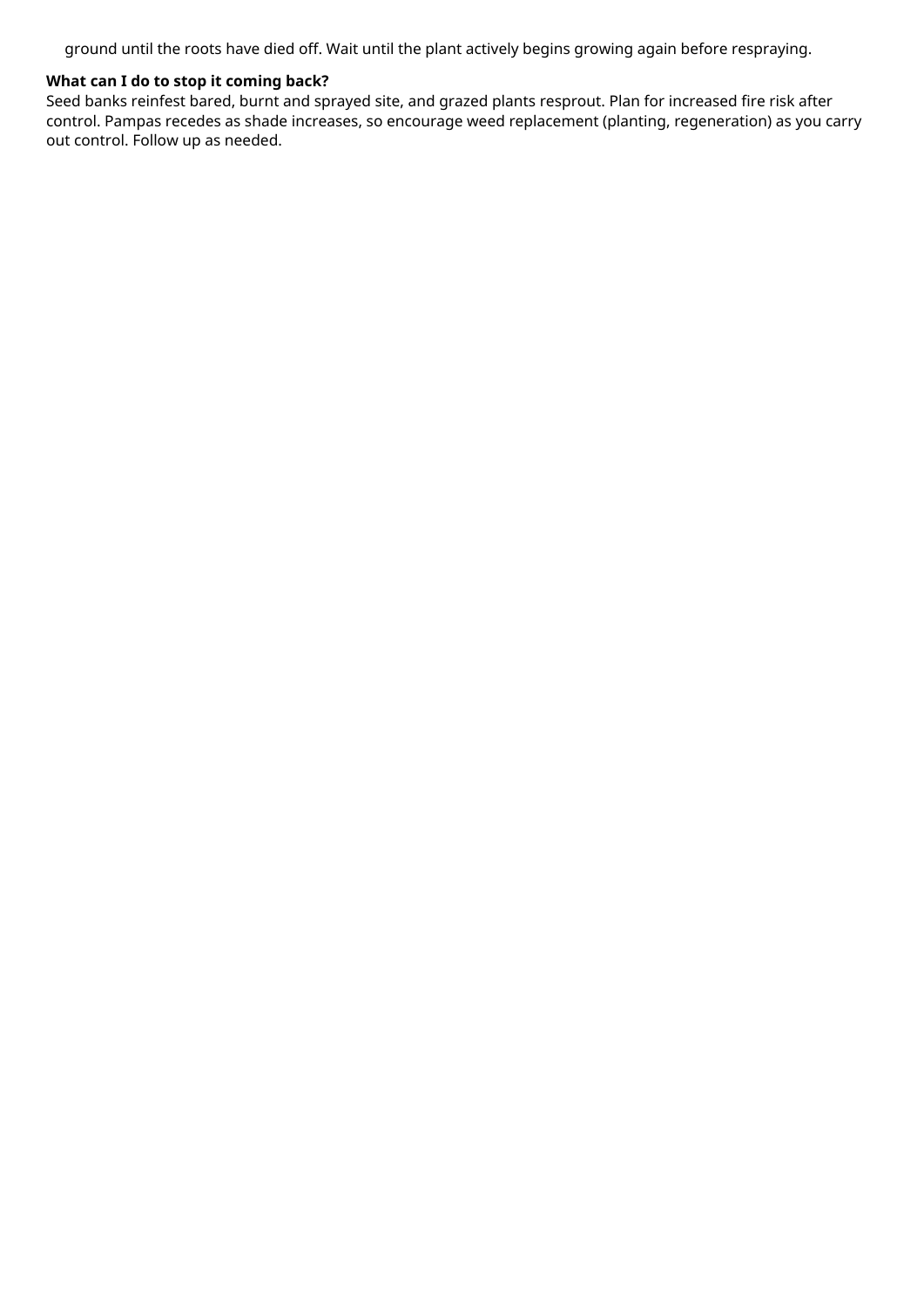ground until the roots have died off. Wait until the plant actively begins growing again before respraying.

**What can I do to stop it coming back?**
Seed banks reinfest bared, burnt and sprayed site, and grazed plants resprout. Plan for increased fire risk after control. Pampas recedes as shade increases, so encourage weed replacement (planting, regeneration) as you carry out control. Follow up as needed.